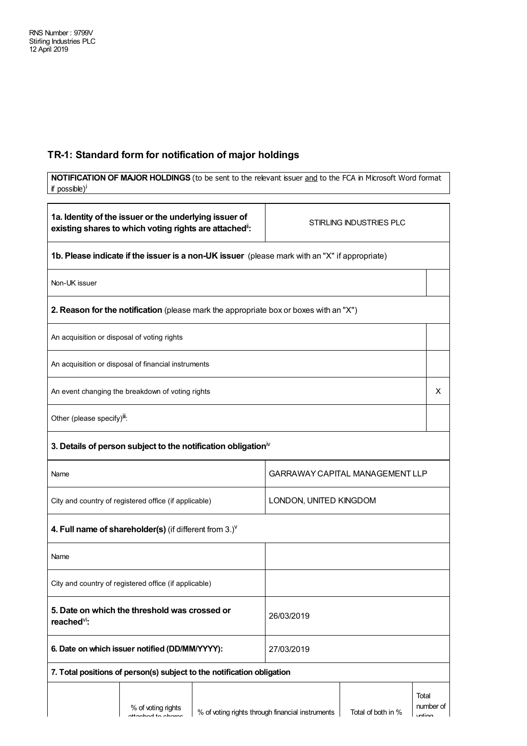RNS Number : 9799V
Stirling Industries PLC
12 April 2019

## TR-1: Standard form for notification of major holdings

| **NOTIFICATION OF MAJOR HOLDINGS** (to be sent to the relevant issuer and to the FCA in Microsoft Word format if possible)[i] |
|---|

| **1a. Identity of the issuer or the underlying issuer of existing shares to which voting rights are attached[ii]:** | STIRLING INDUSTRIES PLC |
|---|---|
| **1b. Please indicate if the issuer is a non-UK issuer** (please mark with an "X" if appropriate) | |
| Non-UK issuer | |
| **2. Reason for the notification** (please mark the appropriate box or boxes with an "X") | |
| An acquisition or disposal of voting rights | |
| An acquisition or disposal of financial instruments | |
| An event changing the breakdown of voting rights | X |
| Other (please specify)[iii]: | |
| **3. Details of person subject to the notification obligation[iv]** | |
| Name | GARRAWAY CAPITAL MANAGEMENT LLP |
| City and country of registered office (if applicable) | LONDON, UNITED KINGDOM |
| **4. Full name of shareholder(s)** (if different from 3.)[v] | |
| Name | |
| City and country of registered office (if applicable) | |
| **5. Date on which the threshold was crossed or reached[vi]:** | 26/03/2019 |
| **6. Date on which issuer notified (DD/MM/YYYY):** | 27/03/2019 |
| **7. Total positions of person(s) subject to the notification obligation** | |

| | % of voting rights attached to shares | % of voting rights through financial instruments | Total of both in % | Total number of voting |
|---|---|---|---|---|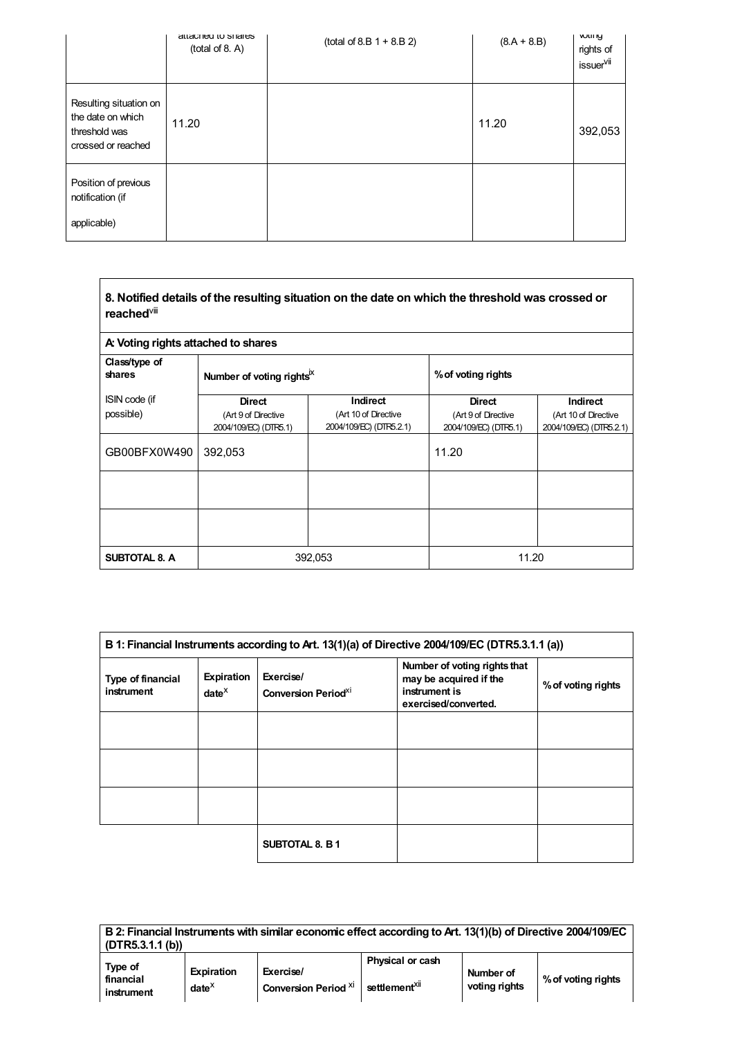| | % of voting rights attached to shares (total of 8. A) | % of voting rights through financial instruments (total of 8.B 1 + 8.B 2) | Total of both in % (8.A + 8.B) | Total number of voting rights of issuer[vii] |
|---|---|---|---|---|
| Resulting situation on the date on which threshold was crossed or reached | 11.20 | | 11.20 | 392,053 |
| Position of previous notification (if applicable) | | | | |

**8. Notified details of the resulting situation on the date on which the threshold was crossed or reached[viii]**

**A: Voting rights attached to shares**

| Class/type of shares<br>ISIN code (if possible) | Number of voting rights[ix] | | % of voting rights | |
|---|---|---|---|---|
| | **Direct**<br>(Art 9 of Directive 2004/109/EC) (DTR5.1) | **Indirect**<br>(Art 10 of Directive 2004/109/EC) (DTR5.2.1) | **Direct**<br>(Art 9 of Directive 2004/109/EC) (DTR5.1) | **Indirect**<br>(Art 10 of Directive 2004/109/EC) (DTR5.2.1) |
| GB00BFX0W490 | 392,053 | | 11.20 | |
| | | | | |
| | | | | |
| **SUBTOTAL 8. A** | 392,053 | | 11.20 | |

**B 1: Financial Instruments according to Art. 13(1)(a) of Directive 2004/109/EC (DTR5.3.1.1 (a))**

| Type of financial instrument | Expiration date[x] | Exercise/ Conversion Period[xi] | Number of voting rights that may be acquired if the instrument is exercised/converted. | % of voting rights |
|---|---|---|---|---|
| | | | | |
| | | | | |
| | | | | |
| | | **SUBTOTAL 8. B 1** | | |

**B 2: Financial Instruments with similar economic effect according to Art. 13(1)(b) of Directive 2004/109/EC (DTR5.3.1.1 (b))**

| Type of financial instrument | Expiration date[x] | Exercise/ Conversion Period[xi] | Physical or cash settlement[xii] | Number of voting rights | % of voting rights |
|---|---|---|---|---|---|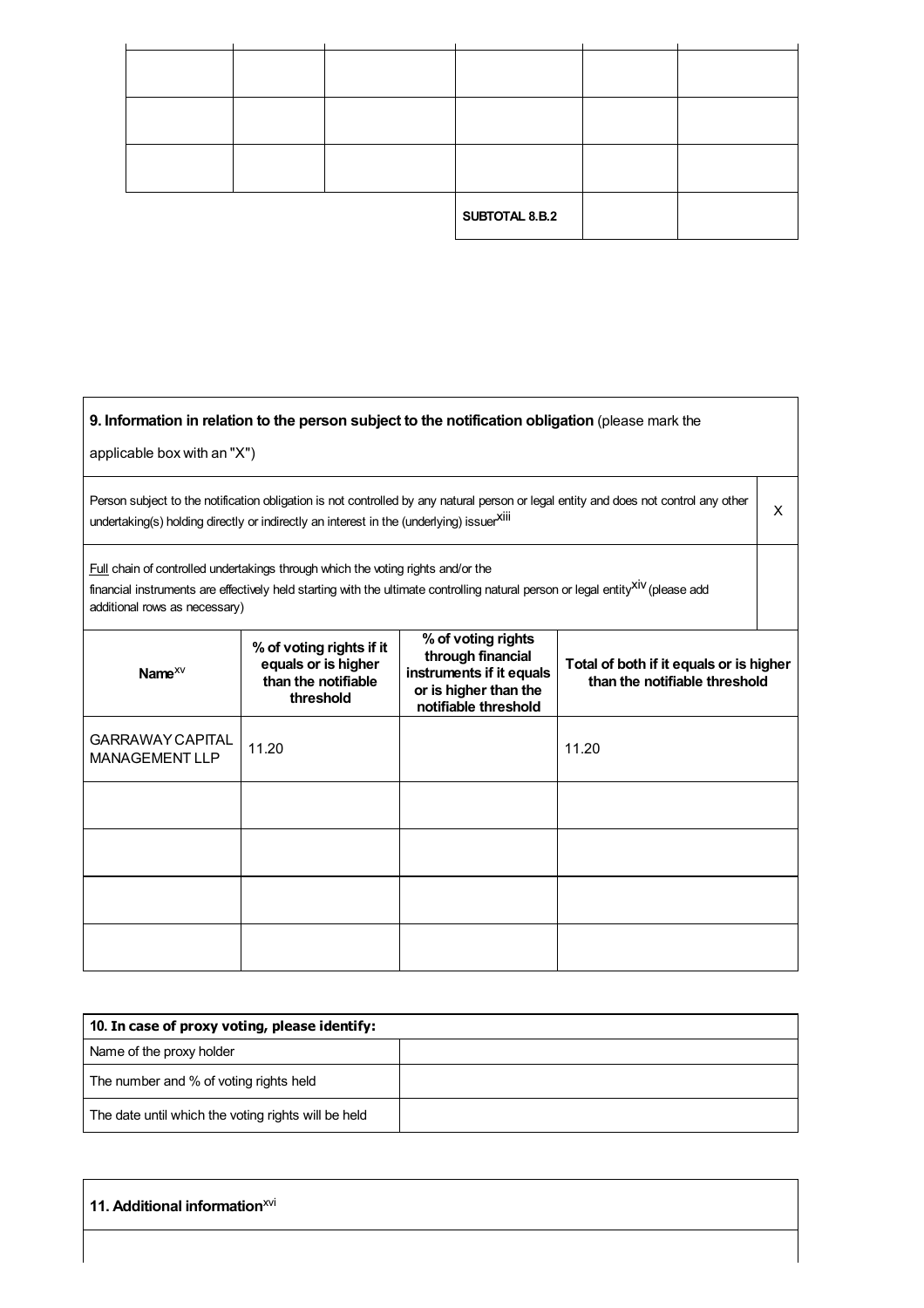| | | | | | |
|---|---|---|---|---|---|
| | | | | | |
| | | | | | |
| | | | | | |
| | | | **SUBTOTAL 8.B.2** | | |

| **9. Information in relation to the person subject to the notification obligation** (please mark the applicable box with an "X") | |
|---|---|
| Person subject to the notification obligation is not controlled by any natural person or legal entity and does not control any other undertaking(s) holding directly or indirectly an interest in the (underlying) issuer[xiii] | X |
| Full chain of controlled undertakings through which the voting rights and/or the financial instruments are effectively held starting with the ultimate controlling natural person or legal entity[xiv] (please add additional rows as necessary) | |

| **Name**[xv] | **% of voting rights if it equals or is higher than the notifiable threshold** | **% of voting rights through financial instruments if it equals or is higher than the notifiable threshold** | **Total of both if it equals or is higher than the notifiable threshold** |
|---|---|---|---|
| GARRAWAY CAPITAL MANAGEMENT LLP | 11.20 | | 11.20 |
| | | | |
| | | | |
| | | | |
| | | | |

| **10. In case of proxy voting, please identify:** | |
|---|---|
| Name of the proxy holder | |
| The number and % of voting rights held | |
| The date until which the voting rights will be held | |

| **11. Additional information**[xvi] |
|---|
| |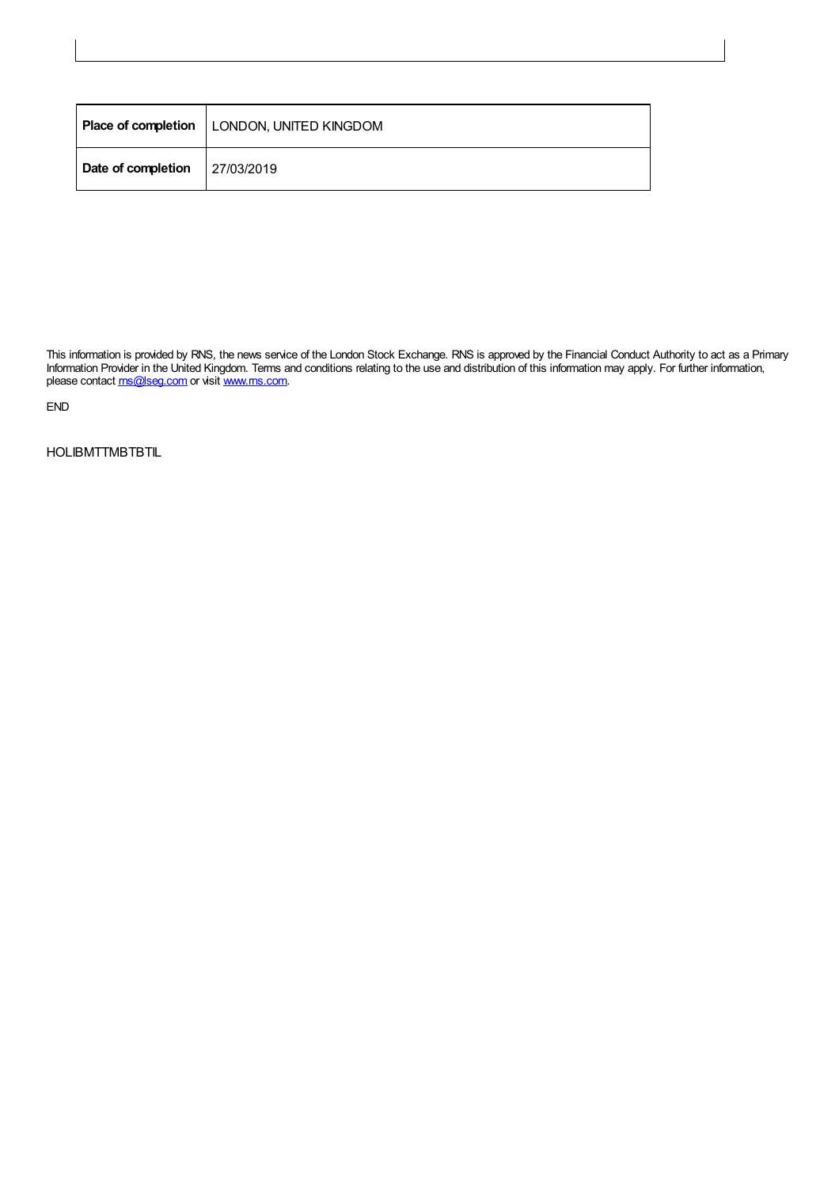| | |
|---|---|
| **Place of completion** | LONDON, UNITED KINGDOM |
| **Date of completion** | 27/03/2019 |

This information is provided by RNS, the news service of the London Stock Exchange. RNS is approved by the Financial Conduct Authority to act as a Primary Information Provider in the United Kingdom. Terms and conditions relating to the use and distribution of this information may apply. For further information, please contact rns@lseg.com or visit www.rns.com.

END

HOLIBMTTMBTBTIL